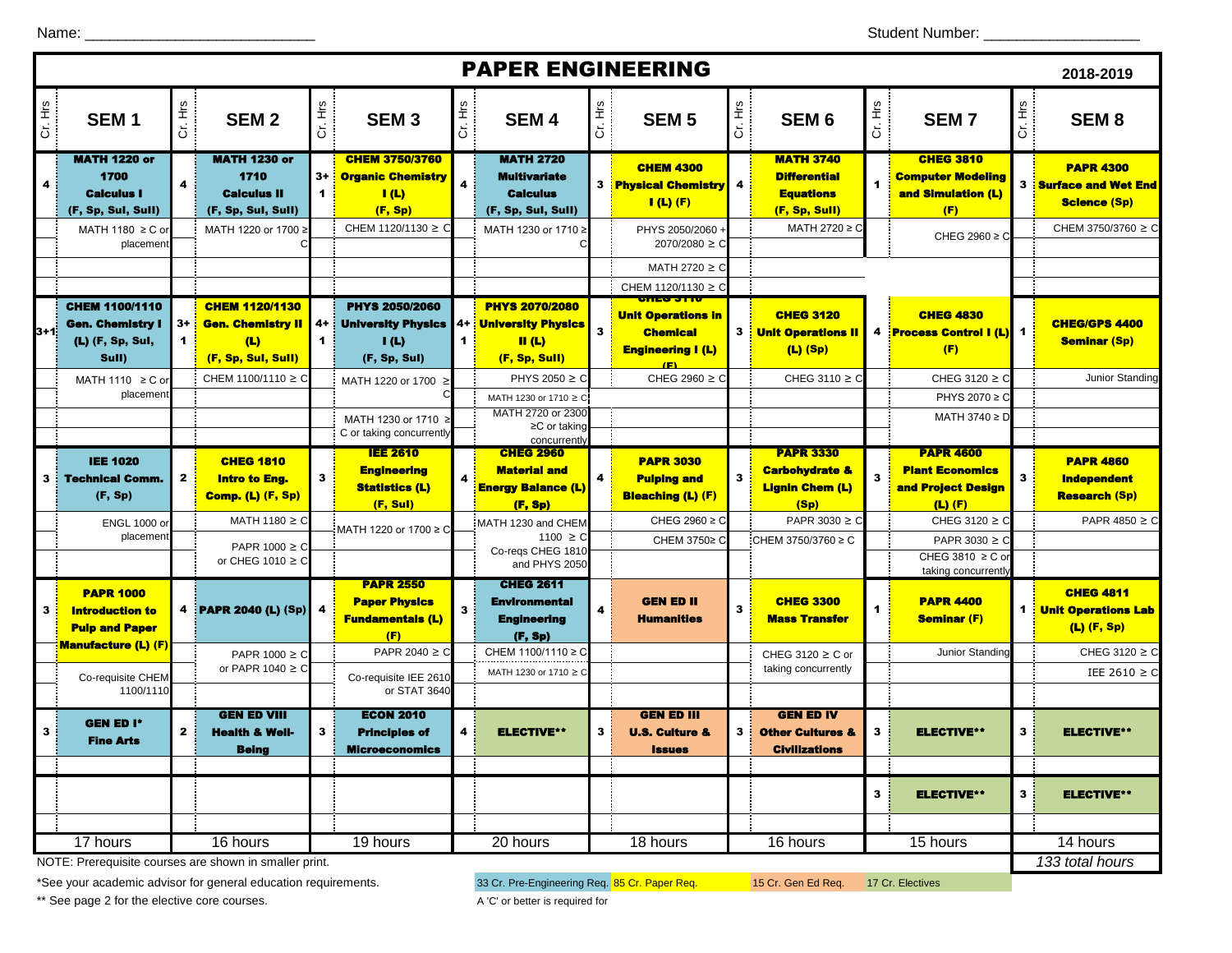Name: ____________________________ Student Number: ___________________

# PAPER ENGINEERING

**2018-2019**

| Cr. Hrs | SEM 1 | Cr. Hrs | SEM 2 | Cr. Hrs | SEM 3 | Cr. Hrs | SEM 4 | Cr. Hrs | SEM 5 | Cr. Hrs | SEM 6 | Cr. Hrs | SEM 7 | Cr. Hrs | SEM 8 |
|---|---|---|---|---|---|---|---|---|---|---|---|---|---|---|---|
| 4 | **MATH 1220 or 1700 Calculus I (F, Sp, SuI, SuII)** | 4 | **MATH 1230 or 1710 Calculus II (F, Sp, SuI, SuII)** | 3+1 | **CHEM 3750/3760 Organic Chemistry I (L) (F, Sp)** | 4 | **MATH 2720 Multivariate Calculus (F, Sp, SuI, SuII)** | 3 | **CHEM 4300 Physical Chemistry I (L) (F)** | 4 | **MATH 3740 Differential Equations (F, Sp, SuII)** | 1 | **CHEG 3810 Computer Modeling and Simulation (L) (F)** | 3 | **PAPR 4300 Surface and Wet End Science (Sp)** |
| | MATH 1180 ≥ C or placement | | MATH 1220 or 1700 ≥ C | | CHEM 1120/1130 ≥ C | | MATH 1230 or 1710 ≥ C | | PHYS 2050/2060 + 2070/2080 ≥ C; MATH 2720 ≥ C; CHEM 1120/1130 ≥ C | | MATH 2720 ≥ C | | CHEG 2960 ≥ C | | CHEM 3750/3760 ≥ C |
| 3+1 | **CHEM 1100/1110 Gen. Chemistry I (L) (F, Sp, SuI, SuII)** | 3+1 | **CHEM 1120/1130 Gen. Chemistry II (L) (F, Sp, SuI, SuII)** | 4+1 | **PHYS 2050/2060 University Physics I (L) (F, Sp, SuI)** | 4+1 | **PHYS 2070/2080 University Physics II (L) (F, Sp, SuII)** | 3 | **CHEG 3110 Unit Operations in Chemical Engineering I (L) (F)** | 3 | **CHEG 3120 Unit Operations II (L) (Sp)** | 4 | **CHEG 4830 Process Control I (L) (F)** | 1 | **CHEG/GPS 4400 Seminar (Sp)** |
| | MATH 1110 ≥ C or placement | | CHEM 1100/1110 ≥ C | | MATH 1220 or 1700 ≥ C; MATH 1230 or 1710 ≥ C or taking concurrently | | PHYS 2050 ≥ C; MATH 1230 or 1710 ≥ C; MATH 2720 or 2300 ≥C or taking concurrently | | CHEG 2960 ≥ C | | CHEG 3110 ≥ C | | CHEG 3120 ≥ C; PHYS 2070 ≥ C; MATH 3740 ≥ D | | Junior Standing |
| 3 | **IEE 1020 Technical Comm. (F, Sp)** | 2 | **CHEG 1810 Intro to Eng. Comp. (L) (F, Sp)** | 3 | **IEE 2610 Engineering Statistics (L) (F, SuI)** | 4 | **CHEG 2960 Material and Energy Balance (L) (F, Sp)** | 4 | **PAPR 3030 Pulping and Bleaching (L) (F)** | 3 | **PAPR 3330 Carbohydrate & Lignin Chem (L) (Sp)** | 3 | **PAPR 4600 Plant Economics and Project Design (L) (F)** | 3 | **PAPR 4860 Independent Research (Sp)** |
| | ENGL 1000 or placement | | MATH 1180 ≥ C; PAPR 1000 ≥ C or CHEG 1010 ≥ C | | MATH 1220 or 1700 ≥ C | | MATH 1230 and CHEM 1100 ≥ C; Co-reqs CHEG 1810 and PHYS 2050 | | CHEG 2960 ≥ C; CHEM 3750≥ C | | PAPR 3030 ≥ C; CHEM 3750/3760 ≥ C | | CHEG 3120 ≥ C; PAPR 3030 ≥ C; CHEG 3810 ≥ C or taking concurrently | | PAPR 4850 ≥ C |
| 3 | **PAPR 1000 Introduction to Pulp and Paper Manufacture (L) (F)** | 4 | **PAPR 2040 (L) (Sp)** | 4 | **PAPR 2550 Paper Physics Fundamentals (L) (F)** | 3 | **CHEG 2611 Environmental Engineering (F, Sp)** | 4 | **GEN ED II Humanities** | 3 | **CHEG 3300 Mass Transfer** | 1 | **PAPR 4400 Seminar (F)** | 1 | **CHEG 4811 Unit Operations Lab (L) (F, Sp)** |
| | Co-requisite CHEM 1100/1110 | | PAPR 1000 ≥ C or PAPR 1040 ≥ C | | PAPR 2040 ≥ C; Co-requisite IEE 2610 or STAT 3640 | | CHEM 1100/1110 ≥ C; MATH 1230 or 1710 ≥ C | | | | CHEG 3120 ≥ C or taking concurrently | | Junior Standing | | CHEG 3120 ≥ C; IEE 2610 ≥ C |
| 3 | **GEN ED I* Fine Arts** | 2 | **GEN ED VIII Health & Well-Being** | 3 | **ECON 2010 Principles of Microeconomics** | 4 | **ELECTIVE**** | 3 | **GEN ED III U.S. Culture & Issues** | 3 | **GEN ED IV Other Cultures & Civilizations** | 3 | **ELECTIVE**** | 3 | **ELECTIVE**** |
| | | | | | | | | | | | | 3 | **ELECTIVE**** | 3 | **ELECTIVE**** |
| | 17 hours | | 16 hours | | 19 hours | | 20 hours | | 18 hours | | 16 hours | | 15 hours | | 14 hours |
| | | | | | | | | | | | | | | | *133 total hours* |

NOTE: Prerequisite courses are shown in smaller print.

*See your academic advisor for general education requirements.

** See page 2 for the elective core courses.

33 Cr. Pre-Engineering Req. | 85 Cr. Paper Req. | 15 Cr. Gen Ed Req. | 17 Cr. Electives

A 'C' or better is required for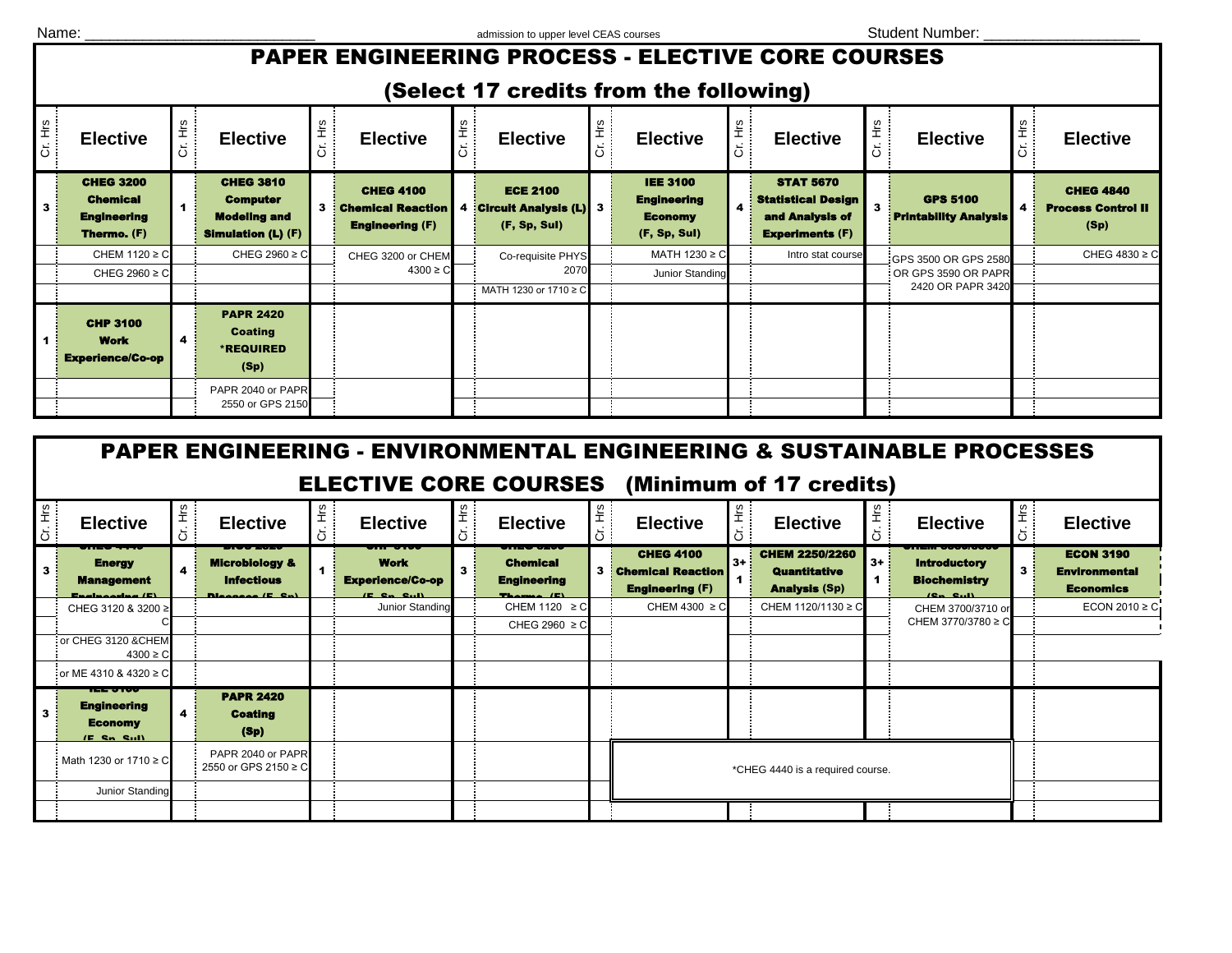Name: ___________________________ admission to upper level CEAS courses Student Number: __________________

# PAPER ENGINEERING PROCESS - ELECTIVE CORE COURSES

## (Select 17 credits from the following)

| Cr. Hrs | Elective | Cr. Hrs | Elective | Cr. Hrs | Elective | Cr. Hrs | Elective | Cr. Hrs | Elective | Cr. Hrs | Elective | Cr. Hrs | Elective | Cr. Hrs | Elective |
|---|---|---|---|---|---|---|---|---|---|---|---|---|---|---|---|
| 3 | **CHEG 3200 Chemical Engineering Thermo. (F)** | 1 | **CHEG 3810 Computer Modeling and Simulation (L) (F)** | 3 | **CHEG 4100 Chemical Reaction Engineering (F)** | 4 | **ECE 2100 Circuit Analysis (L) (F, Sp, Sul)** | 3 | **IEE 3100 Engineering Economy (F, Sp, Sul)** | 4 | **STAT 5670 Statistical Design and Analysis of Experiments (F)** | 3 | **GPS 5100 Printability Analysis** | 4 | **CHEG 4840 Process Control II (Sp)** |
| | CHEM 1120 ≥ C | | CHEG 2960 ≥ C | | CHEG 3200 or CHEM 4300 ≥ C | | Co-requisite PHYS 2070 | | MATH 1230 ≥ C | | Intro stat course | | GPS 3500 OR GPS 2580 OR GPS 3590 OR PAPR 2420 OR PAPR 3420 | | CHEG 4830 ≥ C |
| | CHEG 2960 ≥ C | | | | | | MATH 1230 or 1710 ≥ C | | Junior Standing | | | | | | |
| 1 | **CHP 3100 Work Experience/Co-op** | 4 | **PAPR 2420 Coating *REQUIRED (Sp)** | | | | | | | | | | | | |
| | | | PAPR 2040 or PAPR 2550 or GPS 2150 | | | | | | | | | | | | |

# PAPER ENGINEERING - ENVIRONMENTAL ENGINEERING & SUSTAINABLE PROCESSES

## ELECTIVE CORE COURSES (Minimum of 17 credits)

| Cr. Hrs | Elective | Cr. Hrs | Elective | Cr. Hrs | Elective | Cr. Hrs | Elective | Cr. Hrs | Elective | Cr. Hrs | Elective | Cr. Hrs | Elective | Cr. Hrs | Elective |
|---|---|---|---|---|---|---|---|---|---|---|---|---|---|---|---|
| 3 | **CHEG 4440 Energy Management Engineering (F)** | 4 | **BIOS 2020 Microbiology & Infectious Diseases (F, Sp)** | 1 | **CHP 3100 Work Experience/Co-op (F, Sp, Sul)** | 3 | **CHEG 3200 Chemical Engineering Thermo. (F)** | 3 | **CHEG 4100 Chemical Reaction Engineering (F)** | 3+ 1 | **CHEM 2250/2260 Quantitative Analysis (Sp)** | 3+ 1 | **CHEM 3660/3680 Introductory Biochemistry (Sp, Sul)** | 3 | **ECON 3190 Environmental Economics** |
| | CHEG 3120 & 3200 ≥ C or CHEG 3120 &CHEM 4300 ≥ C or ME 4310 & 4320 ≥ C | | | | Junior Standing | | CHEM 1120 ≥ C | | CHEM 4300 ≥ C | | CHEM 1120/1130 ≥ C | | CHEM 3700/3710 or CHEM 3770/3780 ≥ C | | ECON 2010 ≥ C |
| | | | | | | | CHEG 2960 ≥ C | | | | | | | | |
| 3 | **IEE 3100 Engineering Economy (F, Sp, Sul)** | 4 | **PAPR 2420 Coating (Sp)** | | | | | | | | | | | | |
| | Math 1230 or 1710 ≥ C | | PAPR 2040 or PAPR 2550 or GPS 2150 ≥ C | | | | | | *CHEG 4440 is a required course. | | | | | | |
| | Junior Standing | | | | | | | | | | | | | | |